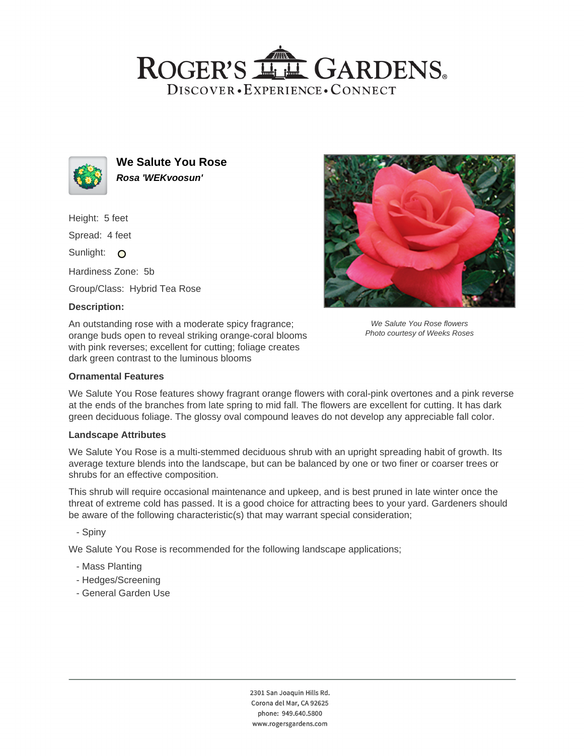# ROGER'S GARDENS

DISCOVER • EXPERIENCE • CONNECT

## We Salute You Rose

***Rosa 'WEKvoosun'***

Height: 5 feet

Spread: 4 feet

Sunlight: O

Hardiness Zone: 5b

Group/Class: Hybrid Tea Rose

**Description:**

An outstanding rose with a moderate spicy fragrance; orange buds open to reveal striking orange-coral blooms with pink reverses; excellent for cutting; foliage creates dark green contrast to the luminous blooms

*We Salute You Rose flowers*
*Photo courtesy of Weeks Roses*

**Ornamental Features**

We Salute You Rose features showy fragrant orange flowers with coral-pink overtones and a pink reverse at the ends of the branches from late spring to mid fall. The flowers are excellent for cutting. It has dark green deciduous foliage. The glossy oval compound leaves do not develop any appreciable fall color.

**Landscape Attributes**

We Salute You Rose is a multi-stemmed deciduous shrub with an upright spreading habit of growth. Its average texture blends into the landscape, but can be balanced by one or two finer or coarser trees or shrubs for an effective composition.

This shrub will require occasional maintenance and upkeep, and is best pruned in late winter once the threat of extreme cold has passed. It is a good choice for attracting bees to your yard. Gardeners should be aware of the following characteristic(s) that may warrant special consideration;

- Spiny

We Salute You Rose is recommended for the following landscape applications;

- Mass Planting
- Hedges/Screening
- General Garden Use

2301 San Joaquin Hills Rd.
Corona del Mar, CA 92625
phone: 949.640.5800
www.rogersgardens.com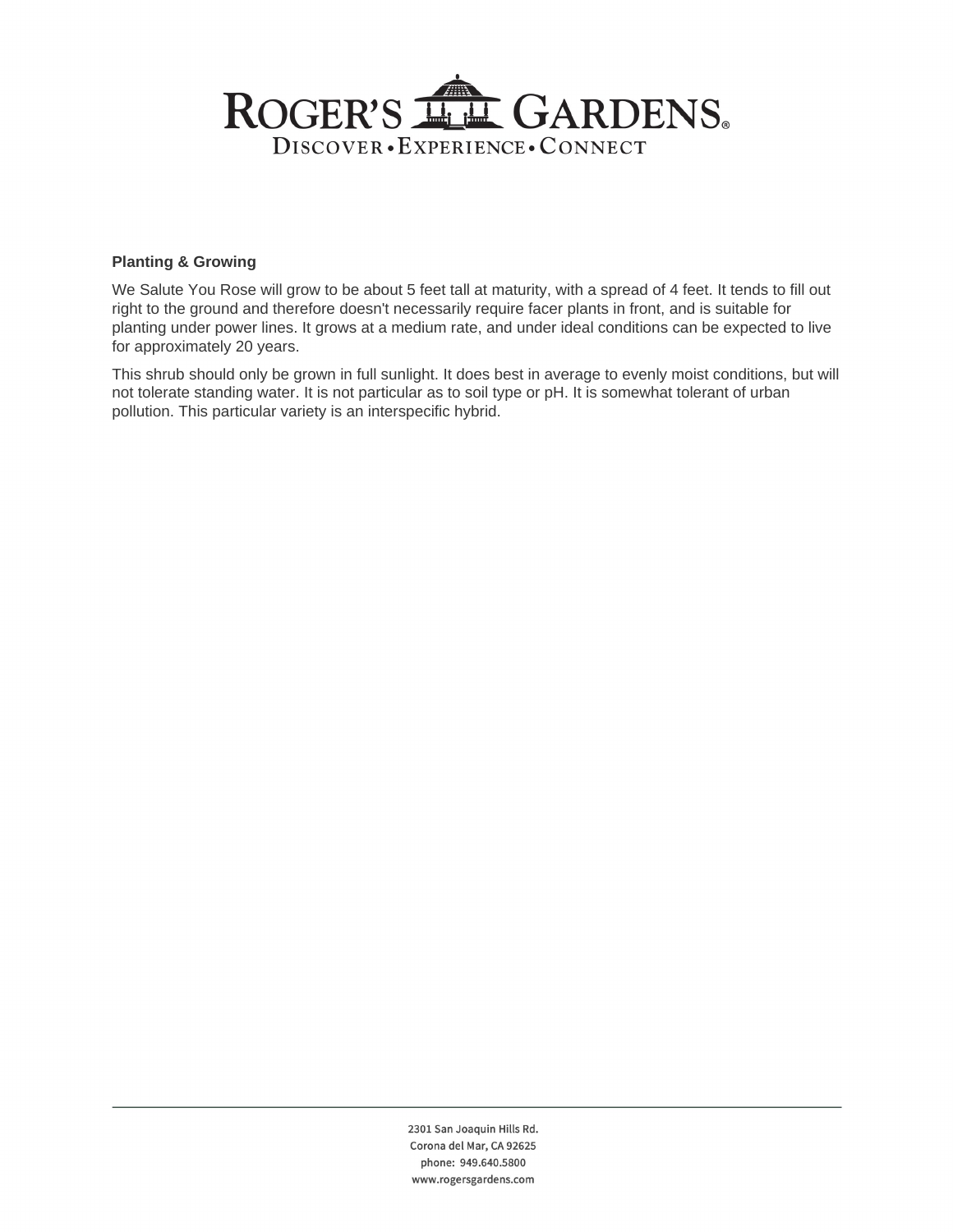**Planting & Growing**

We Salute You Rose will grow to be about 5 feet tall at maturity, with a spread of 4 feet. It tends to fill out right to the ground and therefore doesn't necessarily require facer plants in front, and is suitable for planting under power lines. It grows at a medium rate, and under ideal conditions can be expected to live for approximately 20 years.

This shrub should only be grown in full sunlight. It does best in average to evenly moist conditions, but will not tolerate standing water. It is not particular as to soil type or pH. It is somewhat tolerant of urban pollution. This particular variety is an interspecific hybrid.